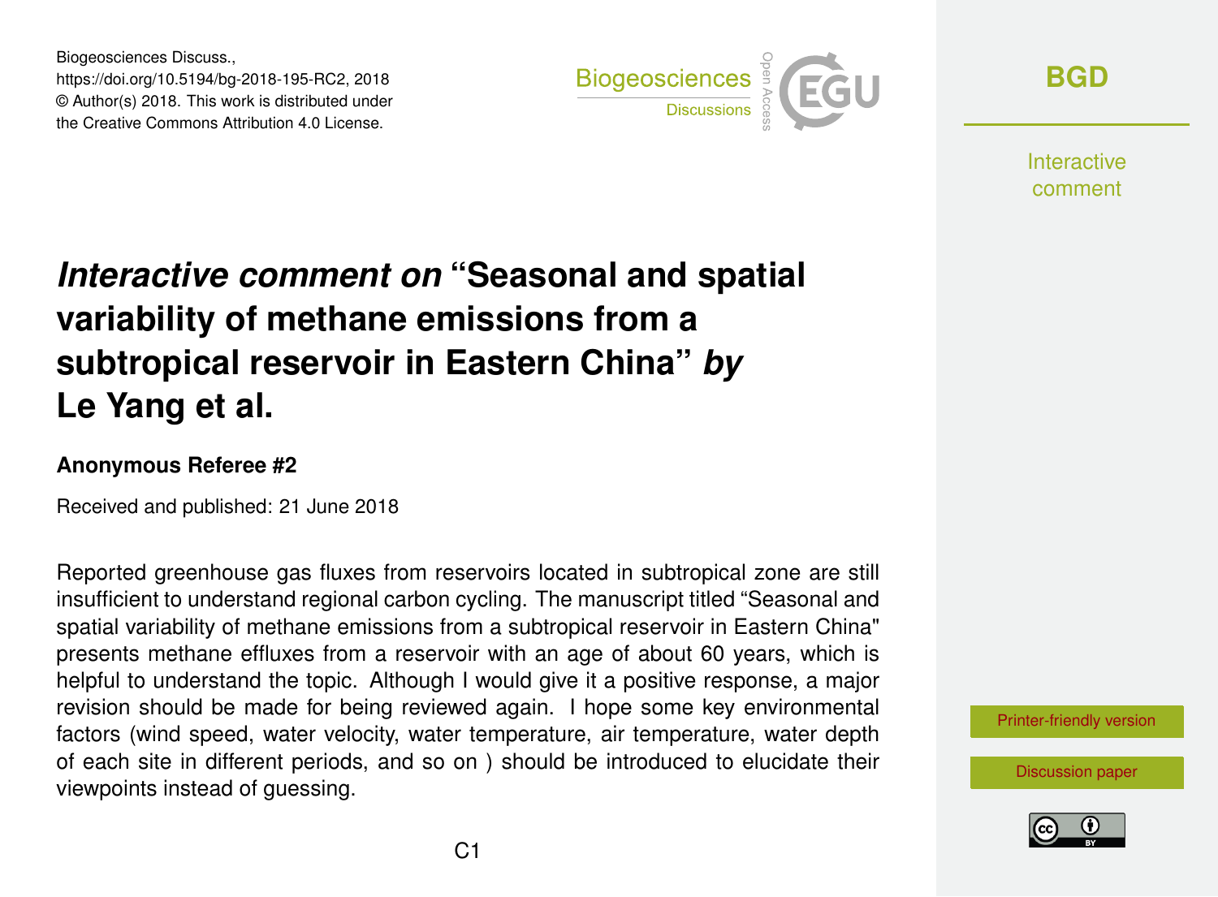# *Interactive comment on* "Seasonal and spatial variability of methane emissions from a subtropical reservoir in Eastern China" *by* Le Yang et al.

**Anonymous Referee #2**

Received and published: 21 June 2018

Reported greenhouse gas fluxes from reservoirs located in subtropical zone are still insufficient to understand regional carbon cycling. The manuscript titled "Seasonal and spatial variability of methane emissions from a subtropical reservoir in Eastern China" presents methane effluxes from a reservoir with an age of about 60 years, which is helpful to understand the topic. Although I would give it a positive response, a major revision should be made for being reviewed again. I hope some key environmental factors (wind speed, water velocity, water temperature, air temperature, water depth of each site in different periods, and so on ) should be introduced to elucidate their viewpoints instead of guessing.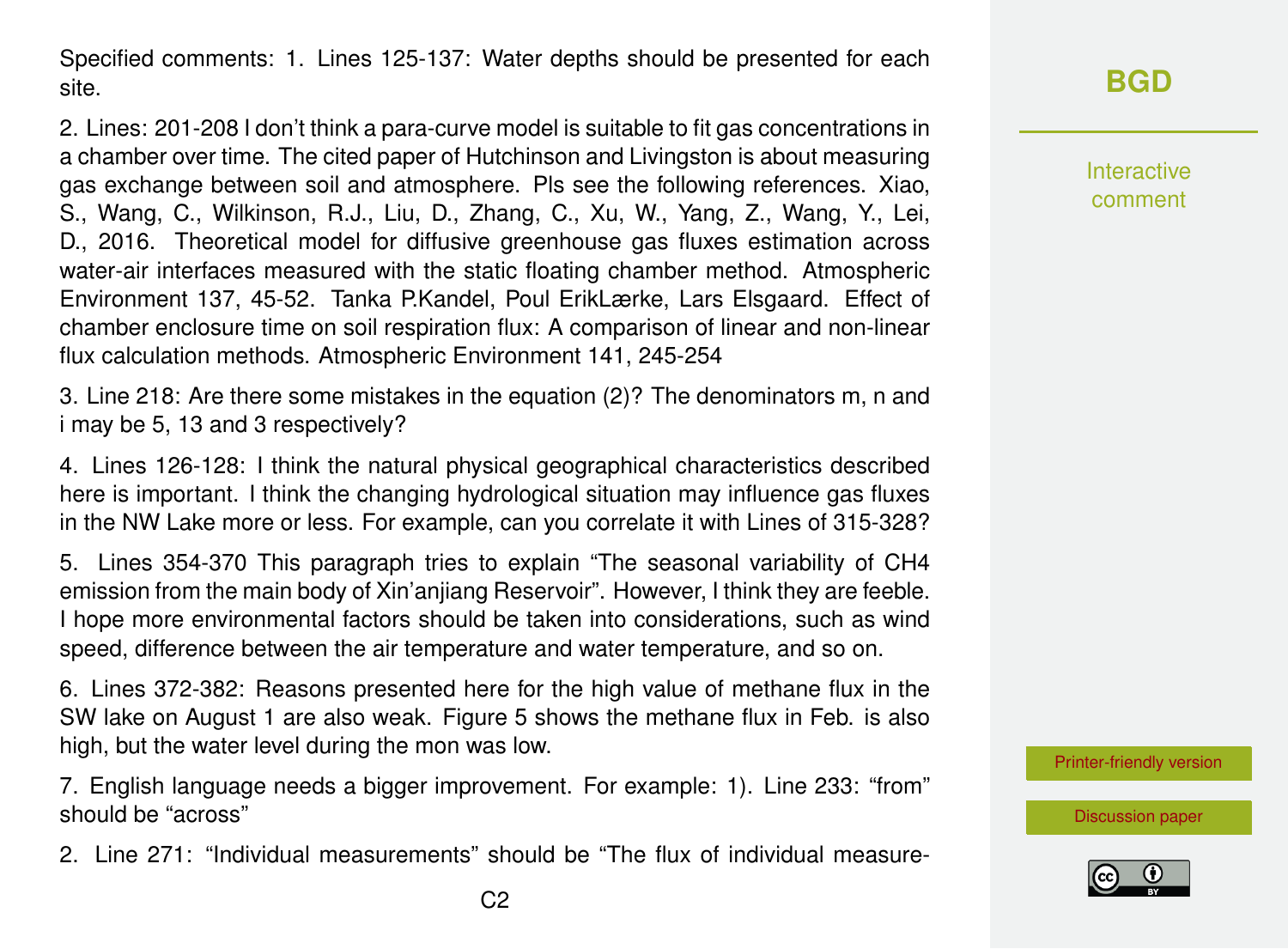Specified comments: 1. Lines 125-137: Water depths should be presented for each site.

2. Lines: 201-208 I don't think a para-curve model is suitable to fit gas concentrations in a chamber over time. The cited paper of Hutchinson and Livingston is about measuring gas exchange between soil and atmosphere. Pls see the following references. Xiao, S., Wang, C., Wilkinson, R.J., Liu, D., Zhang, C., Xu, W., Yang, Z., Wang, Y., Lei, D., 2016. Theoretical model for diffusive greenhouse gas fluxes estimation across water-air interfaces measured with the static floating chamber method. Atmospheric Environment 137, 45-52. Tanka P.Kandel, Poul ErikLærke, Lars Elsgaard. Effect of chamber enclosure time on soil respiration flux: A comparison of linear and non-linear flux calculation methods. Atmospheric Environment 141, 245-254

3. Line 218: Are there some mistakes in the equation (2)? The denominators m, n and i may be 5, 13 and 3 respectively?

4. Lines 126-128: I think the natural physical geographical characteristics described here is important. I think the changing hydrological situation may influence gas fluxes in the NW Lake more or less. For example, can you correlate it with Lines of 315-328?

5. Lines 354-370 This paragraph tries to explain "The seasonal variability of $CH_4$ emission from the main body of Xin'anjiang Reservoir". However, I think they are feeble. I hope more environmental factors should be taken into considerations, such as wind speed, difference between the air temperature and water temperature, and so on.

6. Lines 372-382: Reasons presented here for the high value of methane flux in the SW lake on August 1 are also weak. Figure 5 shows the methane flux in Feb. is also high, but the water level during the mon was low.

7. English language needs a bigger improvement. For example: 1). Line 233: "from" should be "across"

2. Line 271: "Individual measurements" should be "The flux of individual measure-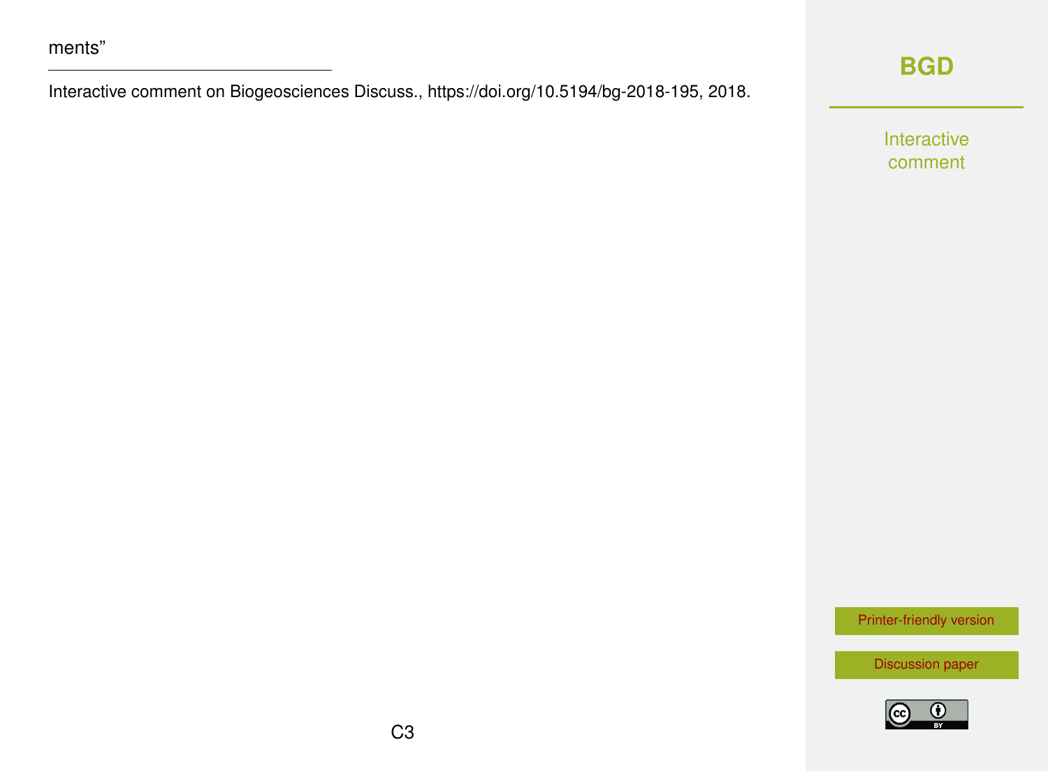ments”

---

Interactive comment on Biogeosciences Discuss., https://doi.org/10.5194/bg-2018-195, 2018.